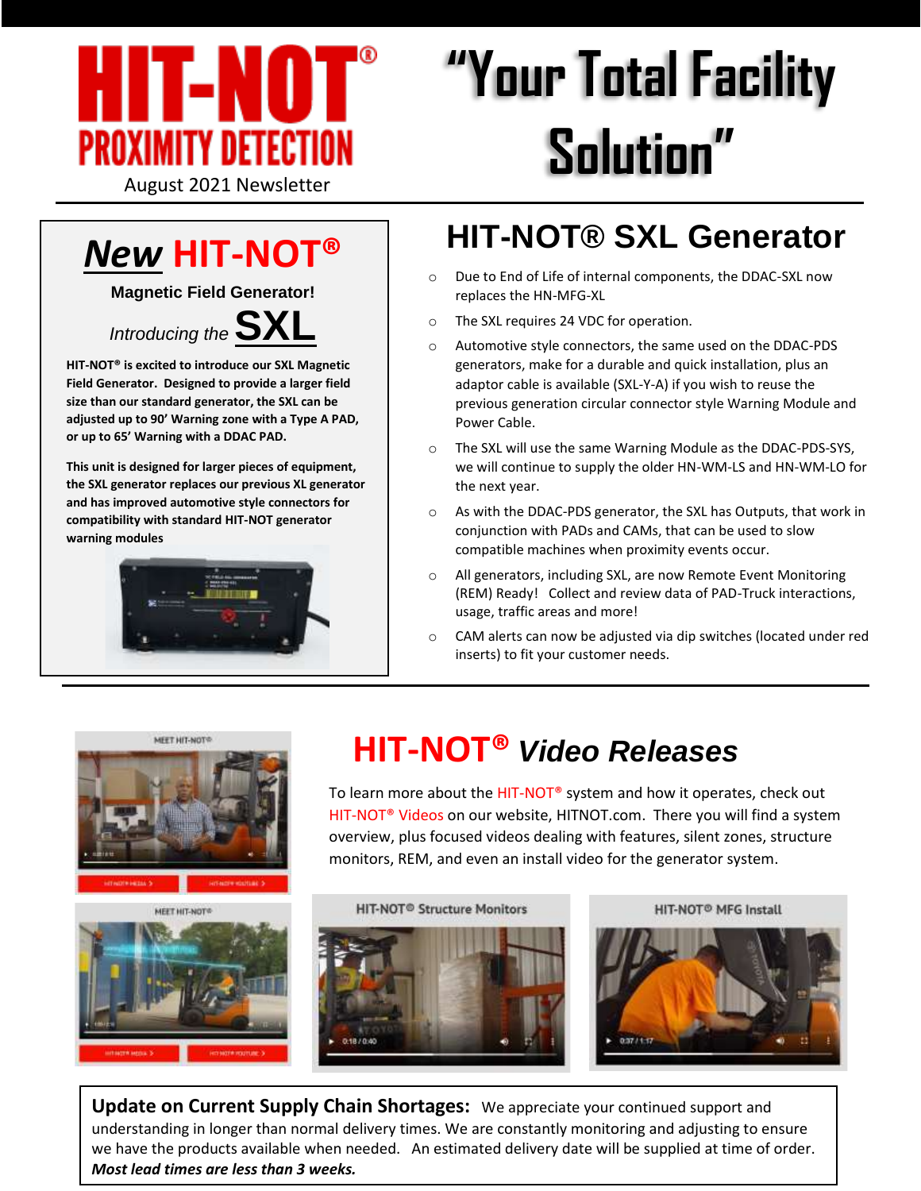# HIT-NOT® PROXIMITY DETECTION

August 2021 Newsletter

# "Your Total Facility Solution"

## *New* HIT-NOT®

**Magnetic Field Generator!**

*Introducing the* **SXL**

**HIT-NOT® is excited to introduce our SXL Magnetic Field Generator. Designed to provide a larger field size than our standard generator, the SXL can be adjusted up to 90' Warning zone with a Type A PAD, or up to 65' Warning with a DDAC PAD.**

**This unit is designed for larger pieces of equipment, the SXL generator replaces our previous XL generator and has improved automotive style connectors for compatibility with standard HIT-NOT generator warning modules**

## HIT-NOT® SXL Generator

- Due to End of Life of internal components, the DDAC-SXL now replaces the HN-MFG-XL
- The SXL requires 24 VDC for operation.
- Automotive style connectors, the same used on the DDAC-PDS generators, make for a durable and quick installation, plus an adaptor cable is available (SXL-Y-A) if you wish to reuse the previous generation circular connector style Warning Module and Power Cable.
- The SXL will use the same Warning Module as the DDAC-PDS-SYS, we will continue to supply the older HN-WM-LS and HN-WM-LO for the next year.
- As with the DDAC-PDS generator, the SXL has Outputs, that work in conjunction with PADs and CAMs, that can be used to slow compatible machines when proximity events occur.
- All generators, including SXL, are now Remote Event Monitoring (REM) Ready! Collect and review data of PAD-Truck interactions, usage, traffic areas and more!
- CAM alerts can now be adjusted via dip switches (located under red inserts) to fit your customer needs.

## HIT-NOT® *Video Releases*

To learn more about the HIT-NOT® system and how it operates, check out HIT-NOT® Videos on our website, HITNOT.com. There you will find a system overview, plus focused videos dealing with features, silent zones, structure monitors, REM, and even an install video for the generator system.

MEET HIT-NOT®

MEET HIT-NOT®

HIT-NOT® Structure Monitors

HIT-NOT® MFG Install

**Update on Current Supply Chain Shortages:** We appreciate your continued support and understanding in longer than normal delivery times. We are constantly monitoring and adjusting to ensure we have the products available when needed. An estimated delivery date will be supplied at time of order. ***Most lead times are less than 3 weeks.***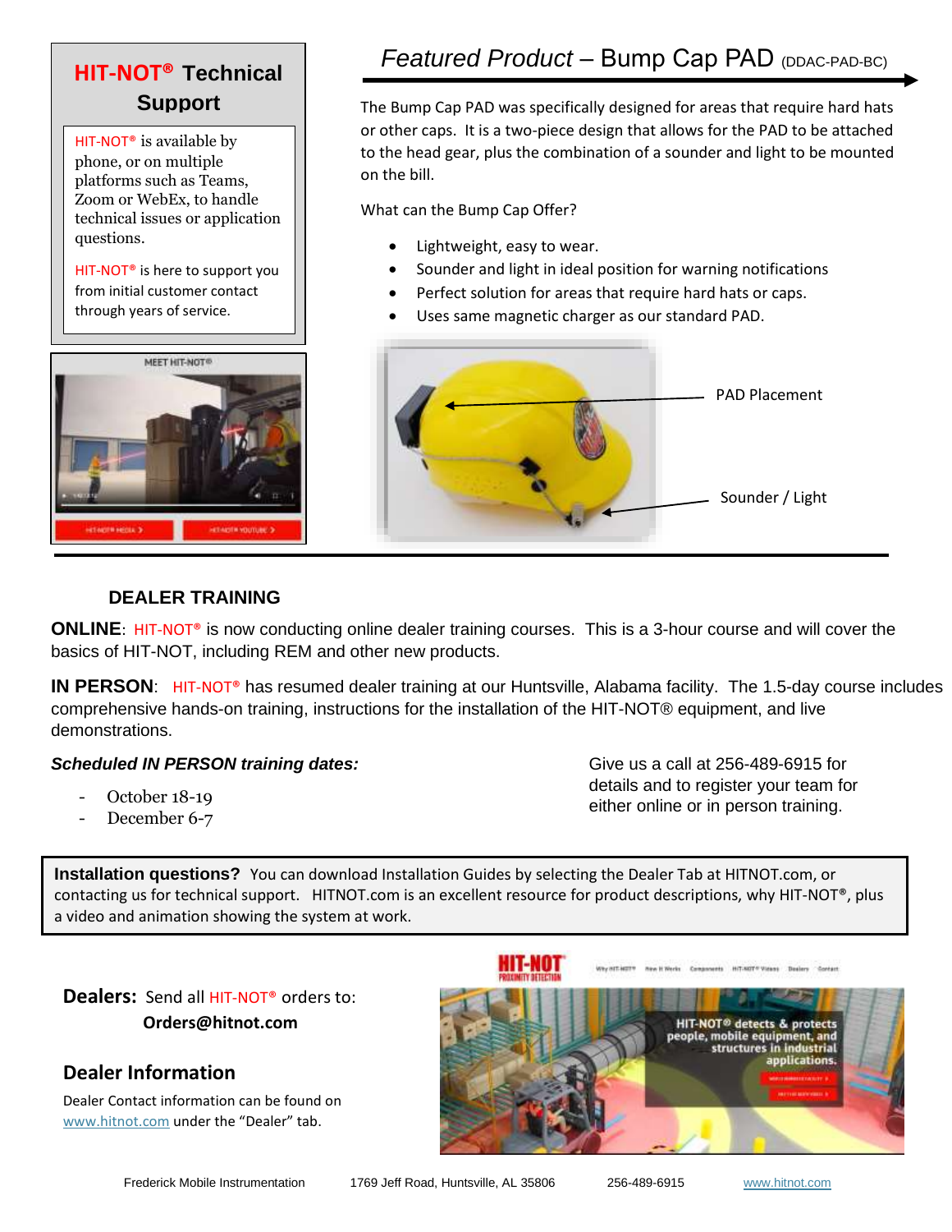## HIT-NOT® Technical Support

HIT-NOT® is available by phone, or on multiple platforms such as Teams, Zoom or WebEx, to handle technical issues or application questions.

HIT-NOT® is here to support you from initial customer contact through years of service.

## *Featured Product* – Bump Cap PAD (DDAC-PAD-BC)

The Bump Cap PAD was specifically designed for areas that require hard hats or other caps. It is a two-piece design that allows for the PAD to be attached to the head gear, plus the combination of a sounder and light to be mounted on the bill.

What can the Bump Cap Offer?

- Lightweight, easy to wear.
- Sounder and light in ideal position for warning notifications
- Perfect solution for areas that require hard hats or caps.
- Uses same magnetic charger as our standard PAD.

PAD Placement

Sounder / Light

### DEALER TRAINING

**ONLINE**: HIT-NOT® is now conducting online dealer training courses. This is a 3-hour course and will cover the basics of HIT-NOT, including REM and other new products.

**IN PERSON**: HIT-NOT® has resumed dealer training at our Huntsville, Alabama facility. The 1.5-day course includes comprehensive hands-on training, instructions for the installation of the HIT-NOT® equipment, and live demonstrations.

***Scheduled IN PERSON training dates:***

- October 18-19
- December 6-7

Give us a call at 256-489-6915 for details and to register your team for either online or in person training.

**Installation questions?** You can download Installation Guides by selecting the Dealer Tab at HITNOT.com, or contacting us for technical support. HITNOT.com is an excellent resource for product descriptions, why HIT-NOT®, plus a video and animation showing the system at work.

**Dealers:** Send all HIT-NOT® orders to:
**Orders@hitnot.com**

### Dealer Information

Dealer Contact information can be found on www.hitnot.com under the "Dealer" tab.

Frederick Mobile Instrumentation 1769 Jeff Road, Huntsville, AL 35806 256-489-6915 www.hitnot.com